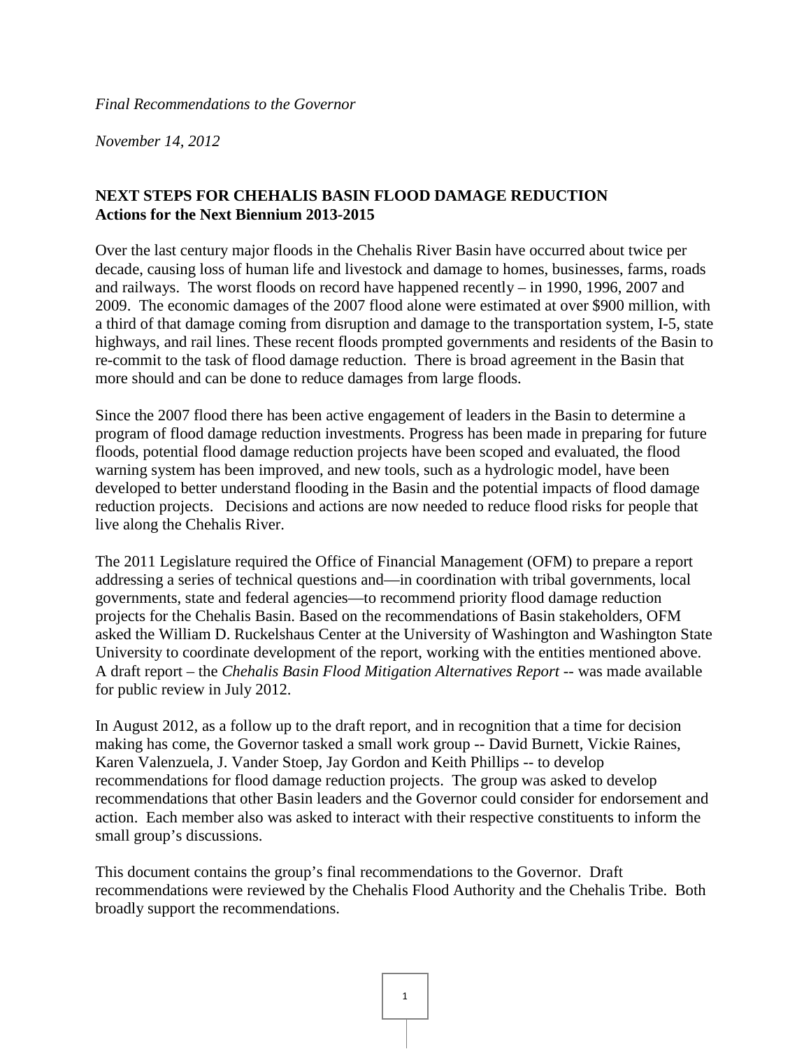*Final Recommendations to the Governor*

*November 14, 2012*

**NEXT STEPS FOR CHEHALIS BASIN FLOOD DAMAGE REDUCTION**
**Actions for the Next Biennium 2013-2015**

Over the last century major floods in the Chehalis River Basin have occurred about twice per decade, causing loss of human life and livestock and damage to homes, businesses, farms, roads and railways. The worst floods on record have happened recently – in 1990, 1996, 2007 and 2009. The economic damages of the 2007 flood alone were estimated at over $900 million, with a third of that damage coming from disruption and damage to the transportation system, I-5, state highways, and rail lines. These recent floods prompted governments and residents of the Basin to re-commit to the task of flood damage reduction. There is broad agreement in the Basin that more should and can be done to reduce damages from large floods.

Since the 2007 flood there has been active engagement of leaders in the Basin to determine a program of flood damage reduction investments. Progress has been made in preparing for future floods, potential flood damage reduction projects have been scoped and evaluated, the flood warning system has been improved, and new tools, such as a hydrologic model, have been developed to better understand flooding in the Basin and the potential impacts of flood damage reduction projects. Decisions and actions are now needed to reduce flood risks for people that live along the Chehalis River.

The 2011 Legislature required the Office of Financial Management (OFM) to prepare a report addressing a series of technical questions and—in coordination with tribal governments, local governments, state and federal agencies—to recommend priority flood damage reduction projects for the Chehalis Basin. Based on the recommendations of Basin stakeholders, OFM asked the William D. Ruckelshaus Center at the University of Washington and Washington State University to coordinate development of the report, working with the entities mentioned above. A draft report – the *Chehalis Basin Flood Mitigation Alternatives Report* -- was made available for public review in July 2012.

In August 2012, as a follow up to the draft report, and in recognition that a time for decision making has come, the Governor tasked a small work group -- David Burnett, Vickie Raines, Karen Valenzuela, J. Vander Stoep, Jay Gordon and Keith Phillips -- to develop recommendations for flood damage reduction projects. The group was asked to develop recommendations that other Basin leaders and the Governor could consider for endorsement and action. Each member also was asked to interact with their respective constituents to inform the small group's discussions.

This document contains the group's final recommendations to the Governor. Draft recommendations were reviewed by the Chehalis Flood Authority and the Chehalis Tribe. Both broadly support the recommendations.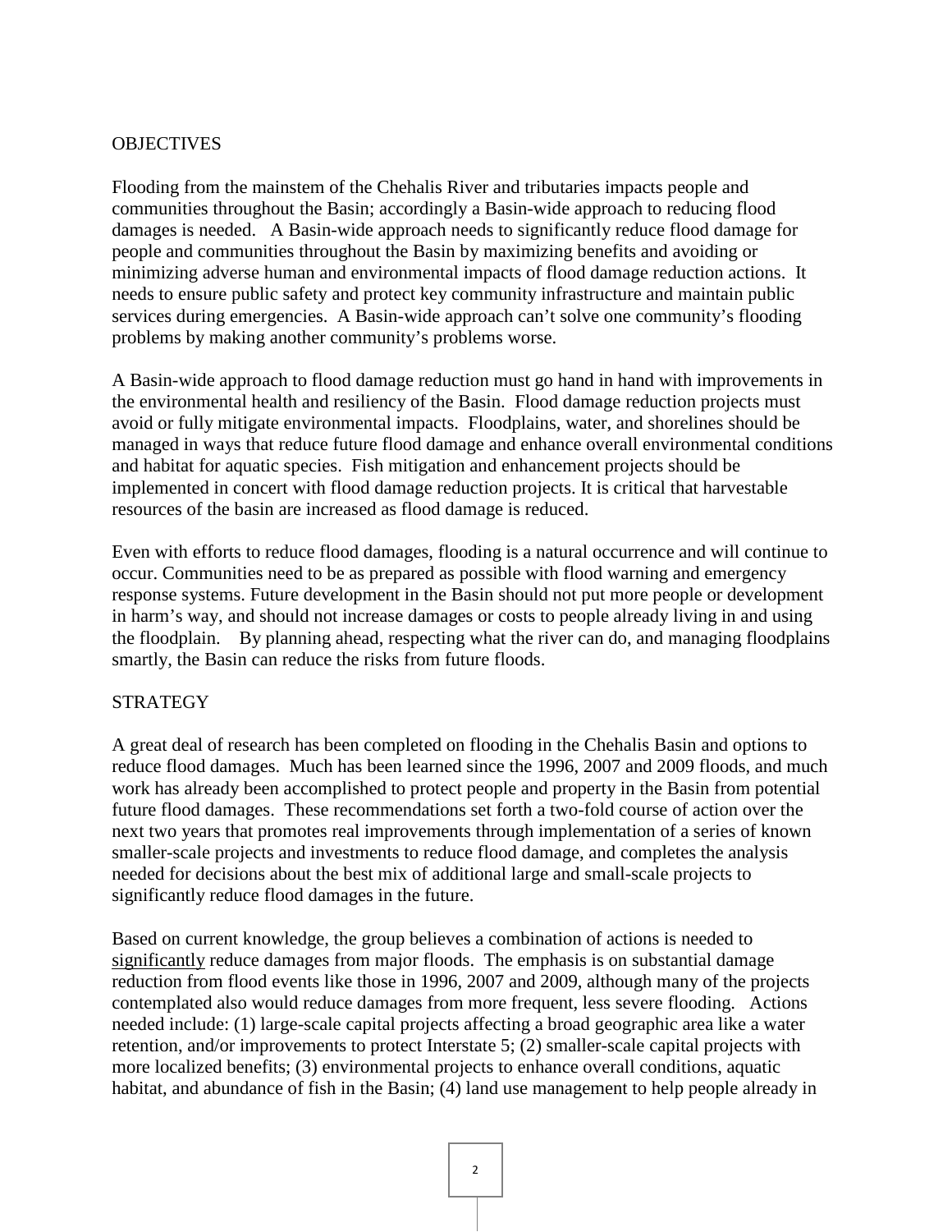## OBJECTIVES

Flooding from the mainstem of the Chehalis River and tributaries impacts people and communities throughout the Basin; accordingly a Basin-wide approach to reducing flood damages is needed. A Basin-wide approach needs to significantly reduce flood damage for people and communities throughout the Basin by maximizing benefits and avoiding or minimizing adverse human and environmental impacts of flood damage reduction actions. It needs to ensure public safety and protect key community infrastructure and maintain public services during emergencies. A Basin-wide approach can't solve one community's flooding problems by making another community's problems worse.

A Basin-wide approach to flood damage reduction must go hand in hand with improvements in the environmental health and resiliency of the Basin. Flood damage reduction projects must avoid or fully mitigate environmental impacts. Floodplains, water, and shorelines should be managed in ways that reduce future flood damage and enhance overall environmental conditions and habitat for aquatic species. Fish mitigation and enhancement projects should be implemented in concert with flood damage reduction projects. It is critical that harvestable resources of the basin are increased as flood damage is reduced.

Even with efforts to reduce flood damages, flooding is a natural occurrence and will continue to occur. Communities need to be as prepared as possible with flood warning and emergency response systems. Future development in the Basin should not put more people or development in harm's way, and should not increase damages or costs to people already living in and using the floodplain. By planning ahead, respecting what the river can do, and managing floodplains smartly, the Basin can reduce the risks from future floods.

## STRATEGY

A great deal of research has been completed on flooding in the Chehalis Basin and options to reduce flood damages. Much has been learned since the 1996, 2007 and 2009 floods, and much work has already been accomplished to protect people and property in the Basin from potential future flood damages. These recommendations set forth a two-fold course of action over the next two years that promotes real improvements through implementation of a series of known smaller-scale projects and investments to reduce flood damage, and completes the analysis needed for decisions about the best mix of additional large and small-scale projects to significantly reduce flood damages in the future.

Based on current knowledge, the group believes a combination of actions is needed to <u>significantly</u> reduce damages from major floods. The emphasis is on substantial damage reduction from flood events like those in 1996, 2007 and 2009, although many of the projects contemplated also would reduce damages from more frequent, less severe flooding. Actions needed include: (1) large-scale capital projects affecting a broad geographic area like a water retention, and/or improvements to protect Interstate 5; (2) smaller-scale capital projects with more localized benefits; (3) environmental projects to enhance overall conditions, aquatic habitat, and abundance of fish in the Basin; (4) land use management to help people already in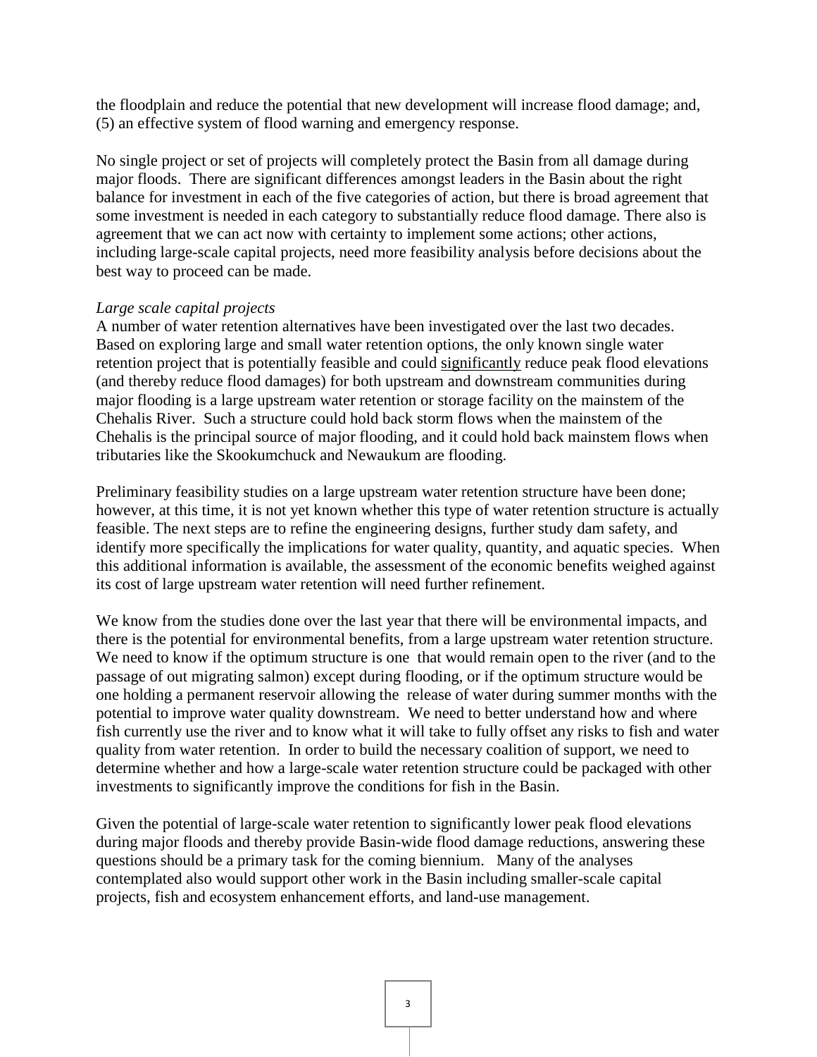the floodplain and reduce the potential that new development will increase flood damage; and, (5) an effective system of flood warning and emergency response.

No single project or set of projects will completely protect the Basin from all damage during major floods. There are significant differences amongst leaders in the Basin about the right balance for investment in each of the five categories of action, but there is broad agreement that some investment is needed in each category to substantially reduce flood damage. There also is agreement that we can act now with certainty to implement some actions; other actions, including large-scale capital projects, need more feasibility analysis before decisions about the best way to proceed can be made.

*Large scale capital projects*

A number of water retention alternatives have been investigated over the last two decades. Based on exploring large and small water retention options, the only known single water retention project that is potentially feasible and could <u>significantly</u> reduce peak flood elevations (and thereby reduce flood damages) for both upstream and downstream communities during major flooding is a large upstream water retention or storage facility on the mainstem of the Chehalis River. Such a structure could hold back storm flows when the mainstem of the Chehalis is the principal source of major flooding, and it could hold back mainstem flows when tributaries like the Skookumchuck and Newaukum are flooding.

Preliminary feasibility studies on a large upstream water retention structure have been done; however, at this time, it is not yet known whether this type of water retention structure is actually feasible. The next steps are to refine the engineering designs, further study dam safety, and identify more specifically the implications for water quality, quantity, and aquatic species. When this additional information is available, the assessment of the economic benefits weighed against its cost of large upstream water retention will need further refinement.

We know from the studies done over the last year that there will be environmental impacts, and there is the potential for environmental benefits, from a large upstream water retention structure. We need to know if the optimum structure is one that would remain open to the river (and to the passage of out migrating salmon) except during flooding, or if the optimum structure would be one holding a permanent reservoir allowing the release of water during summer months with the potential to improve water quality downstream. We need to better understand how and where fish currently use the river and to know what it will take to fully offset any risks to fish and water quality from water retention. In order to build the necessary coalition of support, we need to determine whether and how a large-scale water retention structure could be packaged with other investments to significantly improve the conditions for fish in the Basin.

Given the potential of large-scale water retention to significantly lower peak flood elevations during major floods and thereby provide Basin-wide flood damage reductions, answering these questions should be a primary task for the coming biennium. Many of the analyses contemplated also would support other work in the Basin including smaller-scale capital projects, fish and ecosystem enhancement efforts, and land-use management.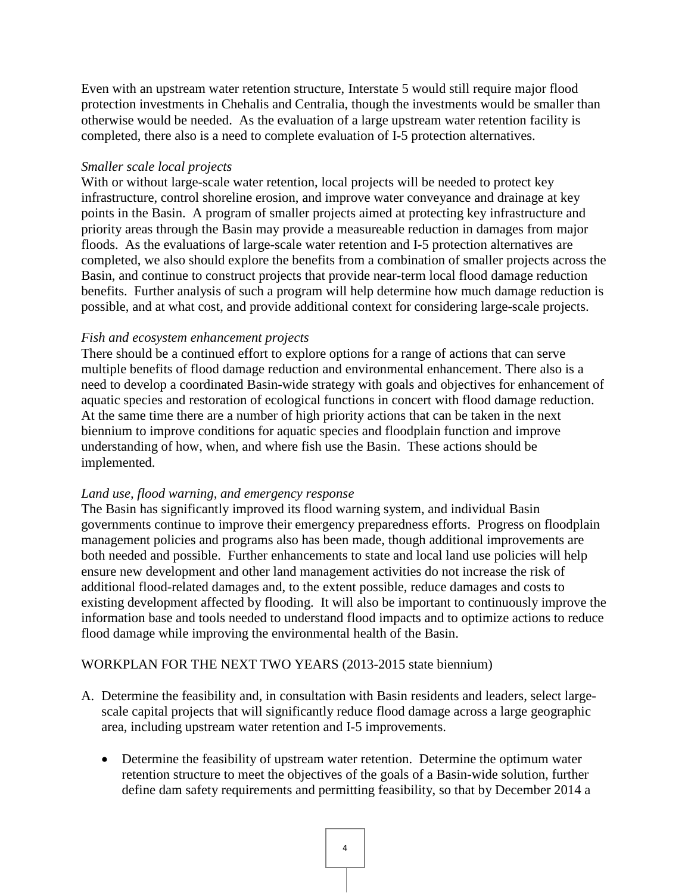Even with an upstream water retention structure, Interstate 5 would still require major flood protection investments in Chehalis and Centralia, though the investments would be smaller than otherwise would be needed. As the evaluation of a large upstream water retention facility is completed, there also is a need to complete evaluation of I-5 protection alternatives.

*Smaller scale local projects*

With or without large-scale water retention, local projects will be needed to protect key infrastructure, control shoreline erosion, and improve water conveyance and drainage at key points in the Basin. A program of smaller projects aimed at protecting key infrastructure and priority areas through the Basin may provide a measureable reduction in damages from major floods. As the evaluations of large-scale water retention and I-5 protection alternatives are completed, we also should explore the benefits from a combination of smaller projects across the Basin, and continue to construct projects that provide near-term local flood damage reduction benefits. Further analysis of such a program will help determine how much damage reduction is possible, and at what cost, and provide additional context for considering large-scale projects.

*Fish and ecosystem enhancement projects*

There should be a continued effort to explore options for a range of actions that can serve multiple benefits of flood damage reduction and environmental enhancement. There also is a need to develop a coordinated Basin-wide strategy with goals and objectives for enhancement of aquatic species and restoration of ecological functions in concert with flood damage reduction. At the same time there are a number of high priority actions that can be taken in the next biennium to improve conditions for aquatic species and floodplain function and improve understanding of how, when, and where fish use the Basin. These actions should be implemented.

*Land use, flood warning, and emergency response*

The Basin has significantly improved its flood warning system, and individual Basin governments continue to improve their emergency preparedness efforts. Progress on floodplain management policies and programs also has been made, though additional improvements are both needed and possible. Further enhancements to state and local land use policies will help ensure new development and other land management activities do not increase the risk of additional flood-related damages and, to the extent possible, reduce damages and costs to existing development affected by flooding. It will also be important to continuously improve the information base and tools needed to understand flood impacts and to optimize actions to reduce flood damage while improving the environmental health of the Basin.

WORKPLAN FOR THE NEXT TWO YEARS (2013-2015 state biennium)

A. Determine the feasibility and, in consultation with Basin residents and leaders, select large-scale capital projects that will significantly reduce flood damage across a large geographic area, including upstream water retention and I-5 improvements.

   - Determine the feasibility of upstream water retention. Determine the optimum water retention structure to meet the objectives of the goals of a Basin-wide solution, further define dam safety requirements and permitting feasibility, so that by December 2014 a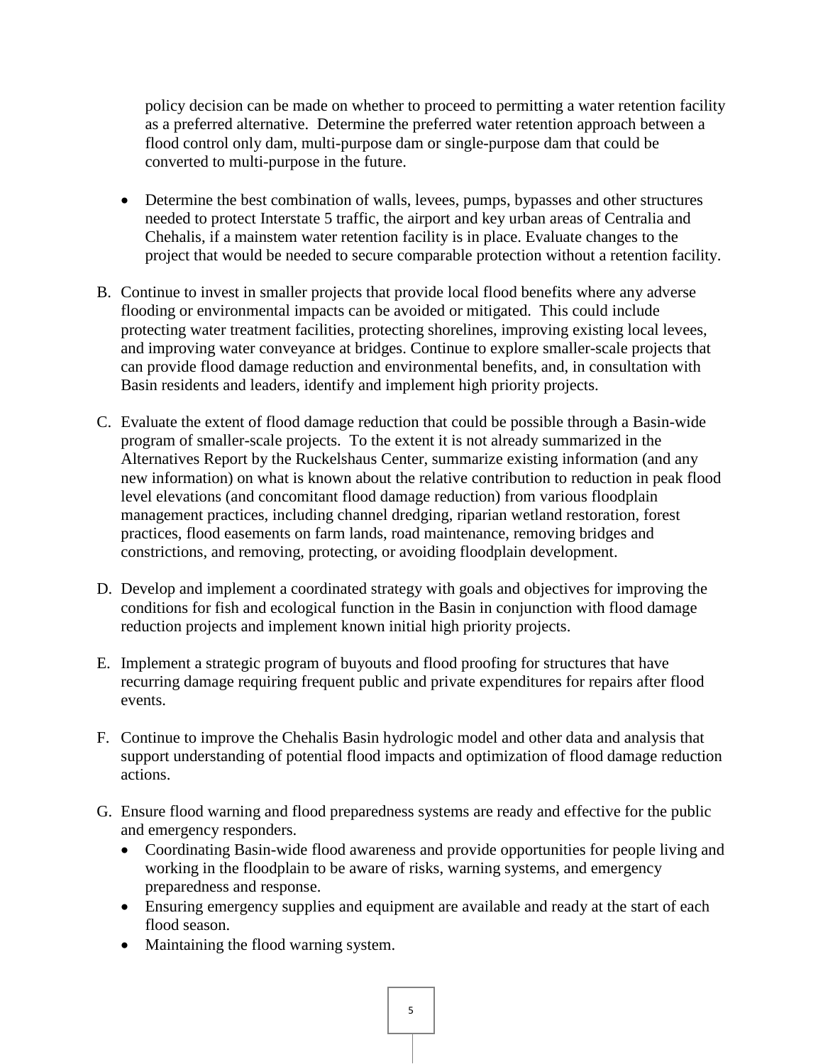policy decision can be made on whether to proceed to permitting a water retention facility as a preferred alternative. Determine the preferred water retention approach between a flood control only dam, multi-purpose dam or single-purpose dam that could be converted to multi-purpose in the future.

- Determine the best combination of walls, levees, pumps, bypasses and other structures needed to protect Interstate 5 traffic, the airport and key urban areas of Centralia and Chehalis, if a mainstem water retention facility is in place. Evaluate changes to the project that would be needed to secure comparable protection without a retention facility.

B. Continue to invest in smaller projects that provide local flood benefits where any adverse flooding or environmental impacts can be avoided or mitigated. This could include protecting water treatment facilities, protecting shorelines, improving existing local levees, and improving water conveyance at bridges. Continue to explore smaller-scale projects that can provide flood damage reduction and environmental benefits, and, in consultation with Basin residents and leaders, identify and implement high priority projects.

C. Evaluate the extent of flood damage reduction that could be possible through a Basin-wide program of smaller-scale projects. To the extent it is not already summarized in the Alternatives Report by the Ruckelshaus Center, summarize existing information (and any new information) on what is known about the relative contribution to reduction in peak flood level elevations (and concomitant flood damage reduction) from various floodplain management practices, including channel dredging, riparian wetland restoration, forest practices, flood easements on farm lands, road maintenance, removing bridges and constrictions, and removing, protecting, or avoiding floodplain development.

D. Develop and implement a coordinated strategy with goals and objectives for improving the conditions for fish and ecological function in the Basin in conjunction with flood damage reduction projects and implement known initial high priority projects.

E. Implement a strategic program of buyouts and flood proofing for structures that have recurring damage requiring frequent public and private expenditures for repairs after flood events.

F. Continue to improve the Chehalis Basin hydrologic model and other data and analysis that support understanding of potential flood impacts and optimization of flood damage reduction actions.

G. Ensure flood warning and flood preparedness systems are ready and effective for the public and emergency responders.
   - Coordinating Basin-wide flood awareness and provide opportunities for people living and working in the floodplain to be aware of risks, warning systems, and emergency preparedness and response.
   - Ensuring emergency supplies and equipment are available and ready at the start of each flood season.
   - Maintaining the flood warning system.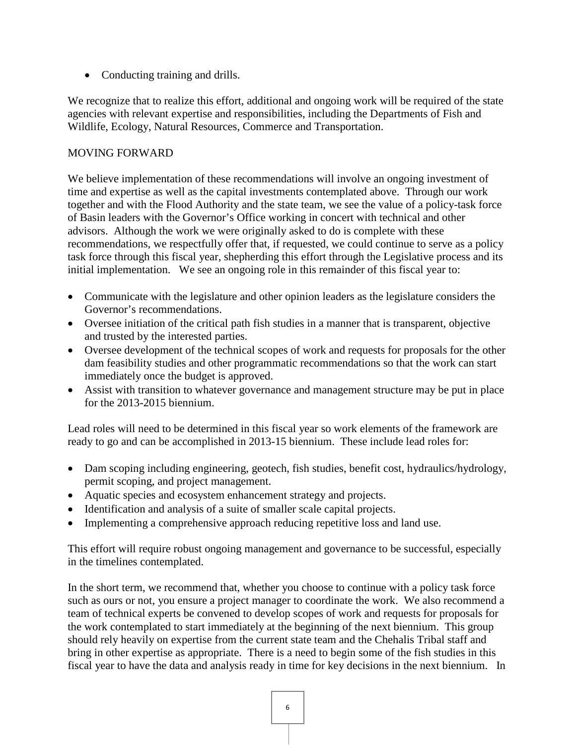- Conducting training and drills.

We recognize that to realize this effort, additional and ongoing work will be required of the state agencies with relevant expertise and responsibilities, including the Departments of Fish and Wildlife, Ecology, Natural Resources, Commerce and Transportation.

## MOVING FORWARD

We believe implementation of these recommendations will involve an ongoing investment of time and expertise as well as the capital investments contemplated above. Through our work together and with the Flood Authority and the state team, we see the value of a policy-task force of Basin leaders with the Governor's Office working in concert with technical and other advisors. Although the work we were originally asked to do is complete with these recommendations, we respectfully offer that, if requested, we could continue to serve as a policy task force through this fiscal year, shepherding this effort through the Legislative process and its initial implementation. We see an ongoing role in this remainder of this fiscal year to:

- Communicate with the legislature and other opinion leaders as the legislature considers the Governor's recommendations.
- Oversee initiation of the critical path fish studies in a manner that is transparent, objective and trusted by the interested parties.
- Oversee development of the technical scopes of work and requests for proposals for the other dam feasibility studies and other programmatic recommendations so that the work can start immediately once the budget is approved.
- Assist with transition to whatever governance and management structure may be put in place for the 2013-2015 biennium.

Lead roles will need to be determined in this fiscal year so work elements of the framework are ready to go and can be accomplished in 2013-15 biennium. These include lead roles for:

- Dam scoping including engineering, geotech, fish studies, benefit cost, hydraulics/hydrology, permit scoping, and project management.
- Aquatic species and ecosystem enhancement strategy and projects.
- Identification and analysis of a suite of smaller scale capital projects.
- Implementing a comprehensive approach reducing repetitive loss and land use.

This effort will require robust ongoing management and governance to be successful, especially in the timelines contemplated.

In the short term, we recommend that, whether you choose to continue with a policy task force such as ours or not, you ensure a project manager to coordinate the work. We also recommend a team of technical experts be convened to develop scopes of work and requests for proposals for the work contemplated to start immediately at the beginning of the next biennium. This group should rely heavily on expertise from the current state team and the Chehalis Tribal staff and bring in other expertise as appropriate. There is a need to begin some of the fish studies in this fiscal year to have the data and analysis ready in time for key decisions in the next biennium. In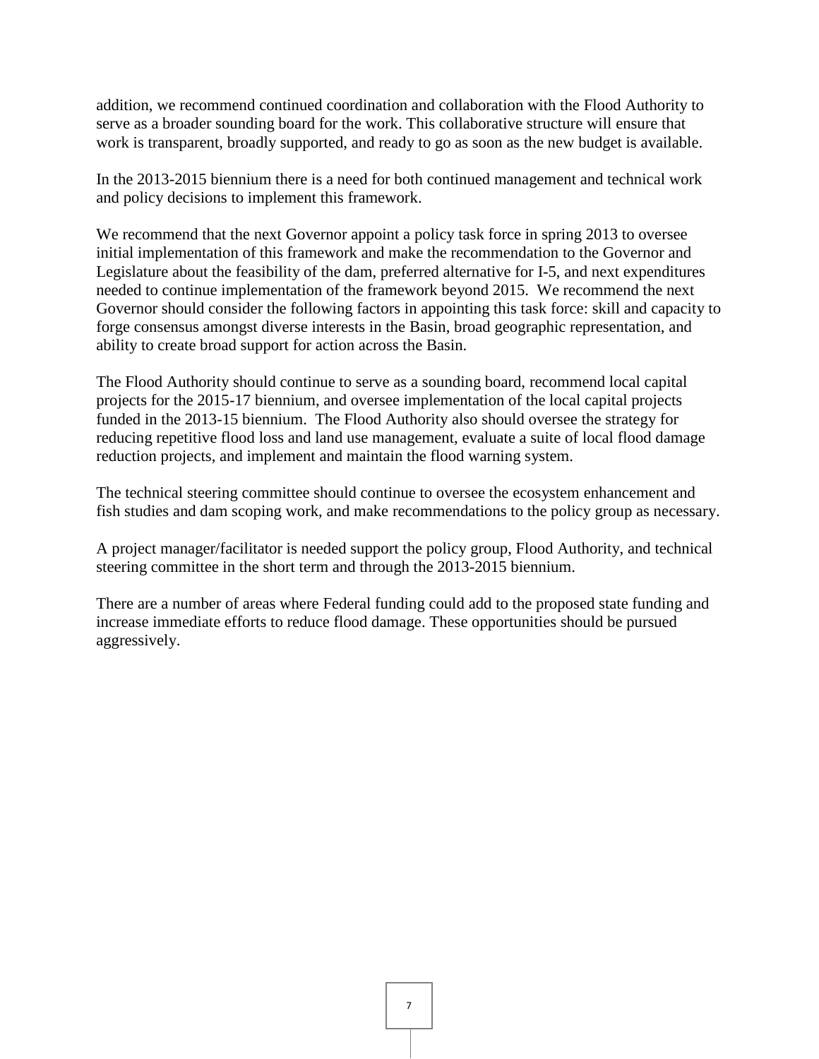addition, we recommend continued coordination and collaboration with the Flood Authority to serve as a broader sounding board for the work. This collaborative structure will ensure that work is transparent, broadly supported, and ready to go as soon as the new budget is available.

In the 2013-2015 biennium there is a need for both continued management and technical work and policy decisions to implement this framework.

We recommend that the next Governor appoint a policy task force in spring 2013 to oversee initial implementation of this framework and make the recommendation to the Governor and Legislature about the feasibility of the dam, preferred alternative for I-5, and next expenditures needed to continue implementation of the framework beyond 2015. We recommend the next Governor should consider the following factors in appointing this task force: skill and capacity to forge consensus amongst diverse interests in the Basin, broad geographic representation, and ability to create broad support for action across the Basin.

The Flood Authority should continue to serve as a sounding board, recommend local capital projects for the 2015-17 biennium, and oversee implementation of the local capital projects funded in the 2013-15 biennium. The Flood Authority also should oversee the strategy for reducing repetitive flood loss and land use management, evaluate a suite of local flood damage reduction projects, and implement and maintain the flood warning system.

The technical steering committee should continue to oversee the ecosystem enhancement and fish studies and dam scoping work, and make recommendations to the policy group as necessary.

A project manager/facilitator is needed support the policy group, Flood Authority, and technical steering committee in the short term and through the 2013-2015 biennium.

There are a number of areas where Federal funding could add to the proposed state funding and increase immediate efforts to reduce flood damage. These opportunities should be pursued aggressively.